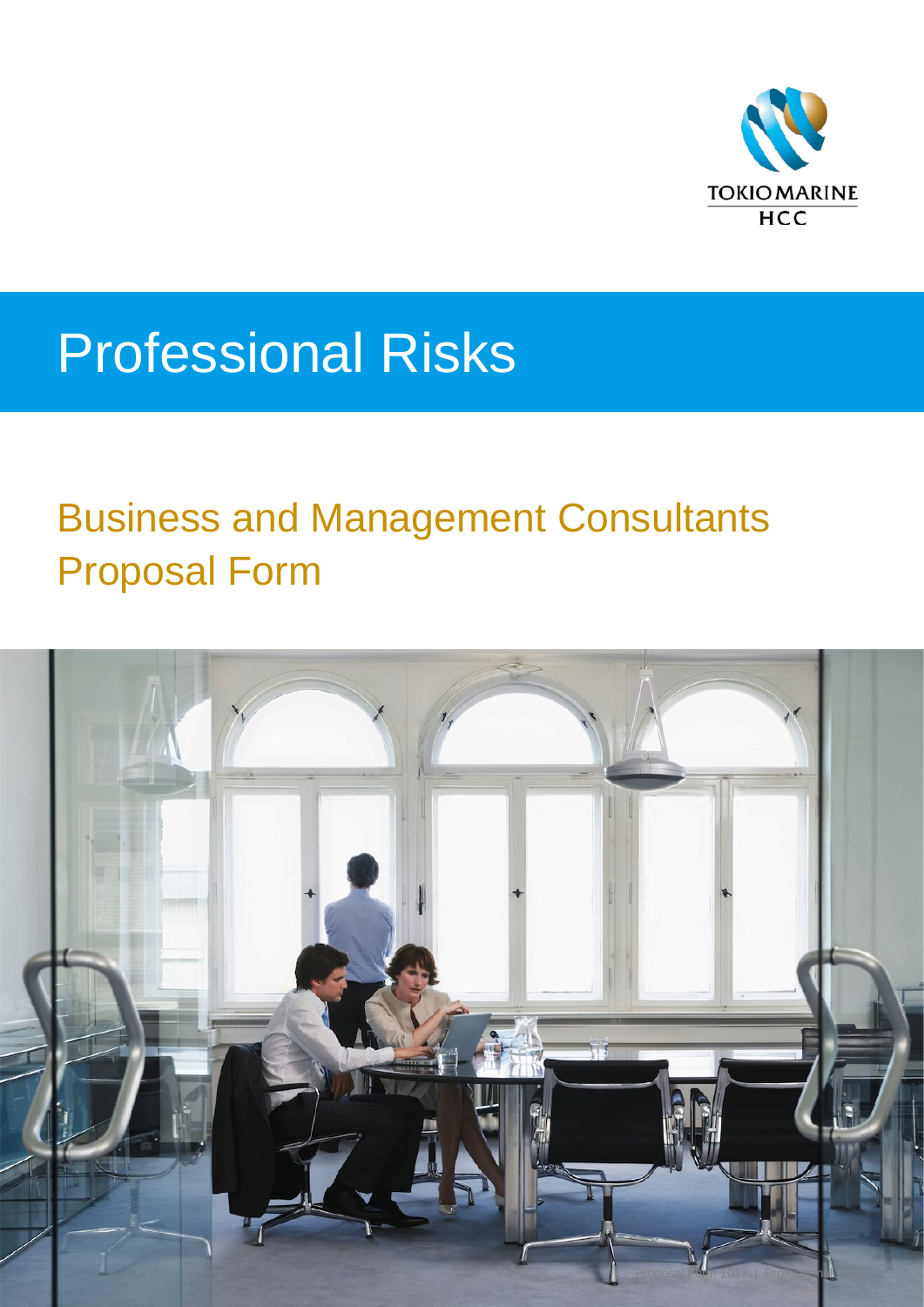TOKIO MARINE
HCC

# Professional Risks

## Business and Management Consultants Proposal Form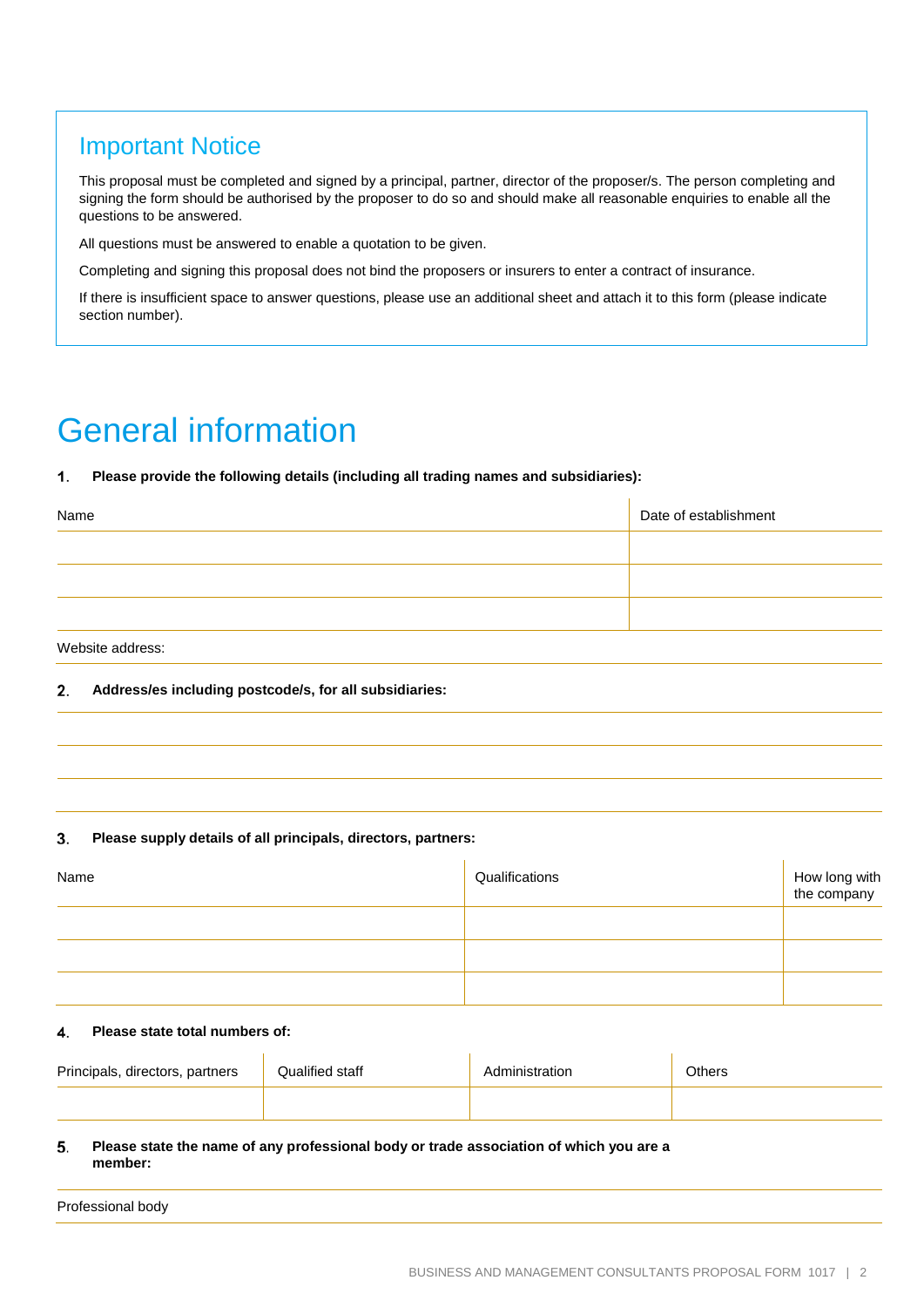## Important Notice

This proposal must be completed and signed by a principal, partner, director of the proposer/s. The person completing and signing the form should be authorised by the proposer to do so and should make all reasonable enquiries to enable all the questions to be answered.

All questions must be answered to enable a quotation to be given.

Completing and signing this proposal does not bind the proposers or insurers to enter a contract of insurance.

If there is insufficient space to answer questions, please use an additional sheet and attach it to this form (please indicate section number).

# General information

**1. Please provide the following details (including all trading names and subsidiaries):**

| Name | Date of establishment |
|---|---|
| | |
| | |
| | |

Website address:

**2. Address/es including postcode/s, for all subsidiaries:**

**3. Please supply details of all principals, directors, partners:**

| Name | Qualifications | How long with the company |
|---|---|---|
| | | |
| | | |
| | | |

**4. Please state total numbers of:**

| Principals, directors, partners | Qualified staff | Administration | Others |
|---|---|---|---|
| | | | |

**5. Please state the name of any professional body or trade association of which you are a member:**

Professional body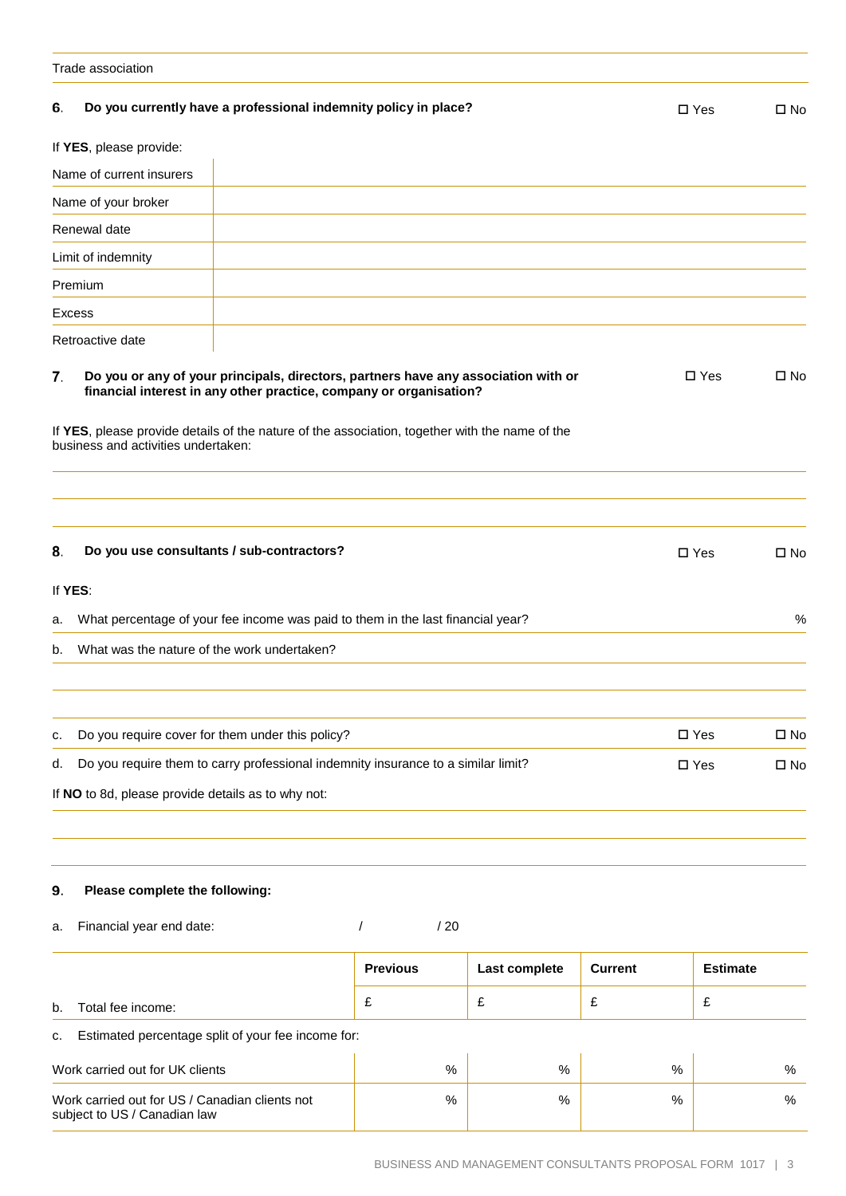Trade association

**6. Do you currently have a professional indemnity policy in place?** ☐ Yes ☐ No

If **YES**, please provide:

| | |
|---|---|
| Name of current insurers | |
| Name of your broker | |
| Renewal date | |
| Limit of indemnity | |
| Premium | |
| Excess | |
| Retroactive date | |

**7. Do you or any of your principals, directors, partners have any association with or financial interest in any other practice, company or organisation?** ☐ Yes ☐ No

If **YES**, please provide details of the nature of the association, together with the name of the business and activities undertaken:

**8. Do you use consultants / sub-contractors?** ☐ Yes ☐ No

If **YES**:

a. What percentage of your fee income was paid to them in the last financial year? %

b. What was the nature of the work undertaken?

c. Do you require cover for them under this policy? ☐ Yes ☐ No

d. Do you require them to carry professional indemnity insurance to a similar limit? ☐ Yes ☐ No

If **NO** to 8d, please provide details as to why not:

**9. Please complete the following:**

a. Financial year end date: / / 20

| | **Previous** | **Last complete** | **Current** | **Estimate** |
|---|---|---|---|---|
| b. Total fee income: | £ | £ | £ | £ |

c. Estimated percentage split of your fee income for:

| | | | | |
|---|---|---|---|---|
| Work carried out for UK clients | % | % | % | % |
| Work carried out for US / Canadian clients not subject to US / Canadian law | % | % | % | % |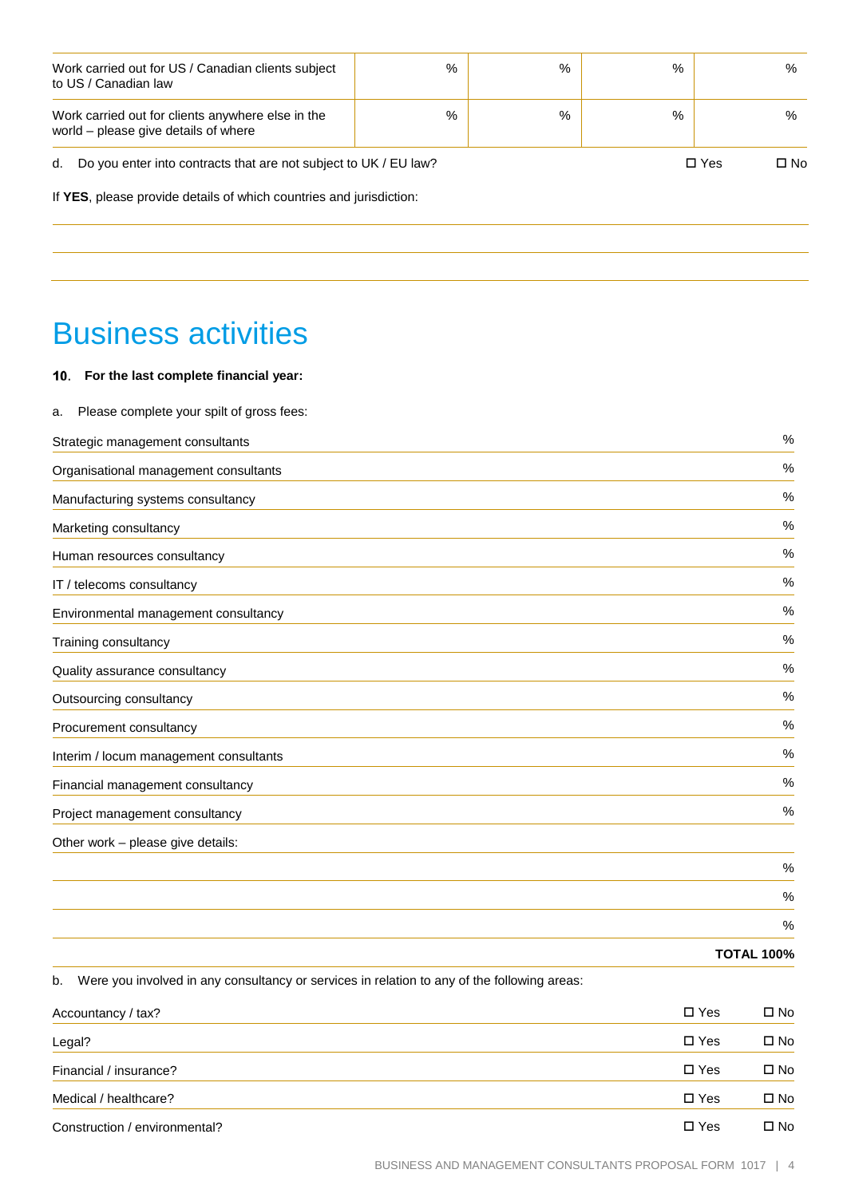| | | | | |
|---|---|---|---|---|
| Work carried out for US / Canadian clients subject to US / Canadian law | % | % | % | % |
| Work carried out for clients anywhere else in the world – please give details of where | % | % | % | % |

d. Do you enter into contracts that are not subject to UK / EU law? ☐ Yes ☐ No

If **YES**, please provide details of which countries and jurisdiction:

# Business activities

**10. For the last complete financial year:**

a. Please complete your spilt of gross fees:

| | |
|---|---|
| Strategic management consultants | % |
| Organisational management consultants | % |
| Manufacturing systems consultancy | % |
| Marketing consultancy | % |
| Human resources consultancy | % |
| IT / telecoms consultancy | % |
| Environmental management consultancy | % |
| Training consultancy | % |
| Quality assurance consultancy | % |
| Outsourcing consultancy | % |
| Procurement consultancy | % |
| Interim / locum management consultants | % |
| Financial management consultancy | % |
| Project management consultancy | % |
| Other work – please give details: | |
| | % |
| | % |
| | % |
| | **TOTAL 100%** |

b. Were you involved in any consultancy or services in relation to any of the following areas:

| | | |
|---|---|---|
| Accountancy / tax? | ☐ Yes | ☐ No |
| Legal? | ☐ Yes | ☐ No |
| Financial / insurance? | ☐ Yes | ☐ No |
| Medical / healthcare? | ☐ Yes | ☐ No |
| Construction / environmental? | ☐ Yes | ☐ No |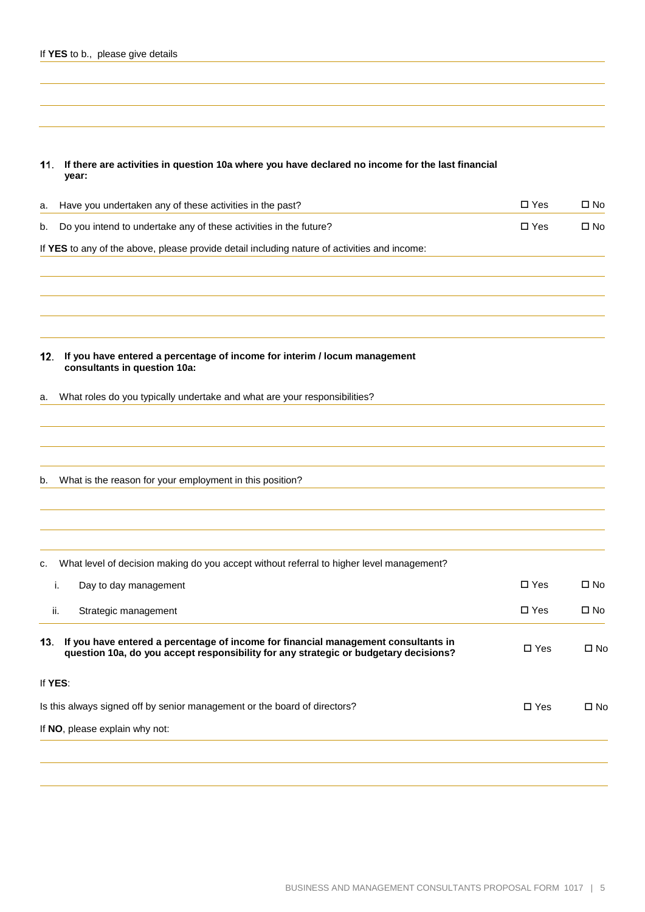If **YES** to b., please give details

**11. If there are activities in question 10a where you have declared no income for the last financial year:**

a. Have you undertaken any of these activities in the past? ☐ Yes ☐ No

b. Do you intend to undertake any of these activities in the future? ☐ Yes ☐ No

If **YES** to any of the above, please provide detail including nature of activities and income:

**12. If you have entered a percentage of income for interim / locum management consultants in question 10a:**

a. What roles do you typically undertake and what are your responsibilities?

b. What is the reason for your employment in this position?

c. What level of decision making do you accept without referral to higher level management?

i. Day to day management ☐ Yes ☐ No

ii. Strategic management ☐ Yes ☐ No

**13. If you have entered a percentage of income for financial management consultants in question 10a, do you accept responsibility for any strategic or budgetary decisions?** ☐ Yes ☐ No

If **YES**:

Is this always signed off by senior management or the board of directors? ☐ Yes ☐ No

If **NO**, please explain why not: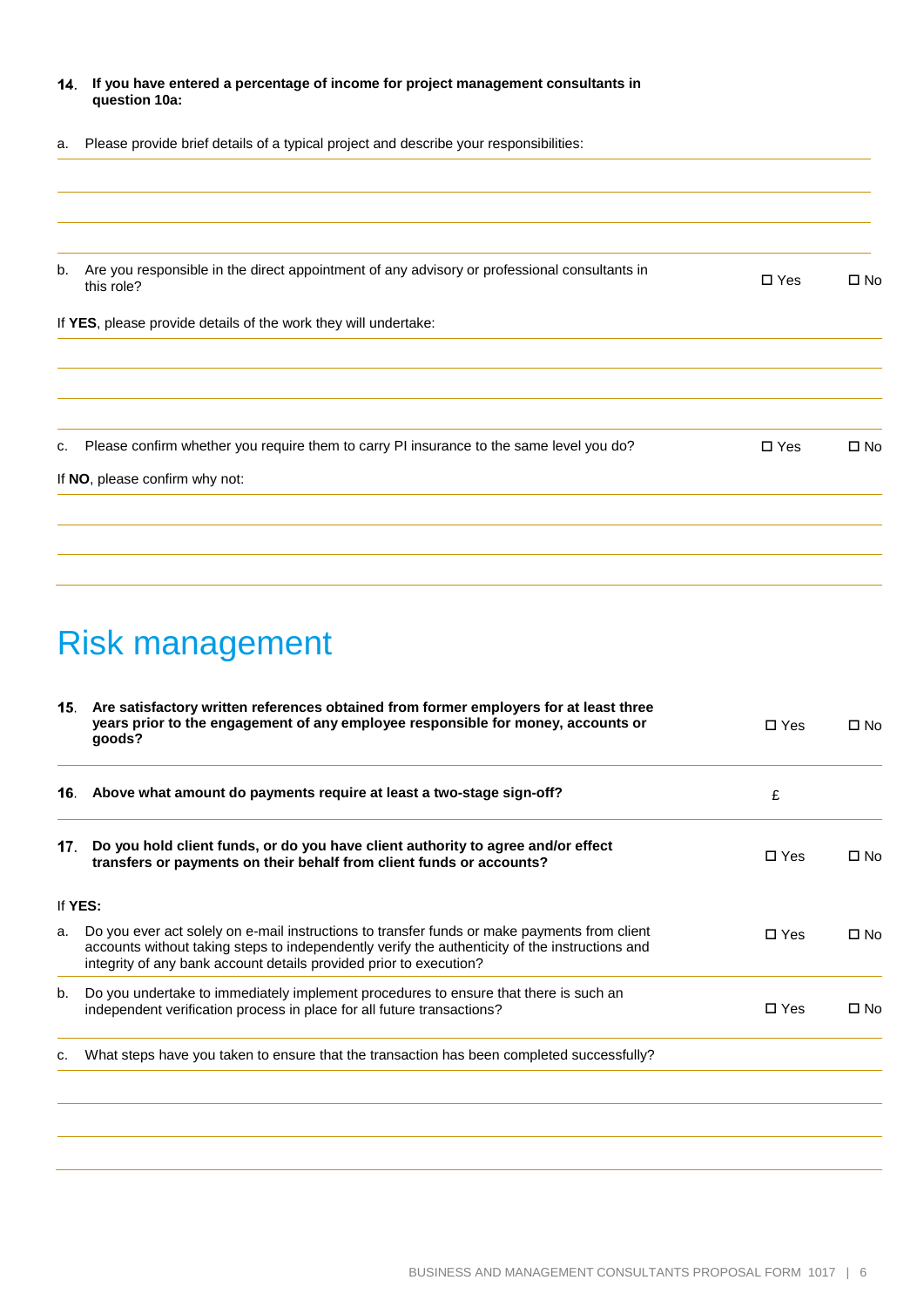**14. If you have entered a percentage of income for project management consultants in question 10a:**

a. Please provide brief details of a typical project and describe your responsibilities:

b. Are you responsible in the direct appointment of any advisory or professional consultants in this role? ☐ Yes ☐ No

If **YES**, please provide details of the work they will undertake:

c. Please confirm whether you require them to carry PI insurance to the same level you do? ☐ Yes ☐ No

If **NO**, please confirm why not:

# Risk management

**15. Are satisfactory written references obtained from former employers for at least three years prior to the engagement of any employee responsible for money, accounts or goods?** ☐ Yes ☐ No

**16. Above what amount do payments require at least a two-stage sign-off?** £

**17. Do you hold client funds, or do you have client authority to agree and/or effect transfers or payments on their behalf from client funds or accounts?** ☐ Yes ☐ No

If **YES:**

a. Do you ever act solely on e-mail instructions to transfer funds or make payments from client accounts without taking steps to independently verify the authenticity of the instructions and integrity of any bank account details provided prior to execution? ☐ Yes ☐ No

b. Do you undertake to immediately implement procedures to ensure that there is such an independent verification process in place for all future transactions? ☐ Yes ☐ No

c. What steps have you taken to ensure that the transaction has been completed successfully?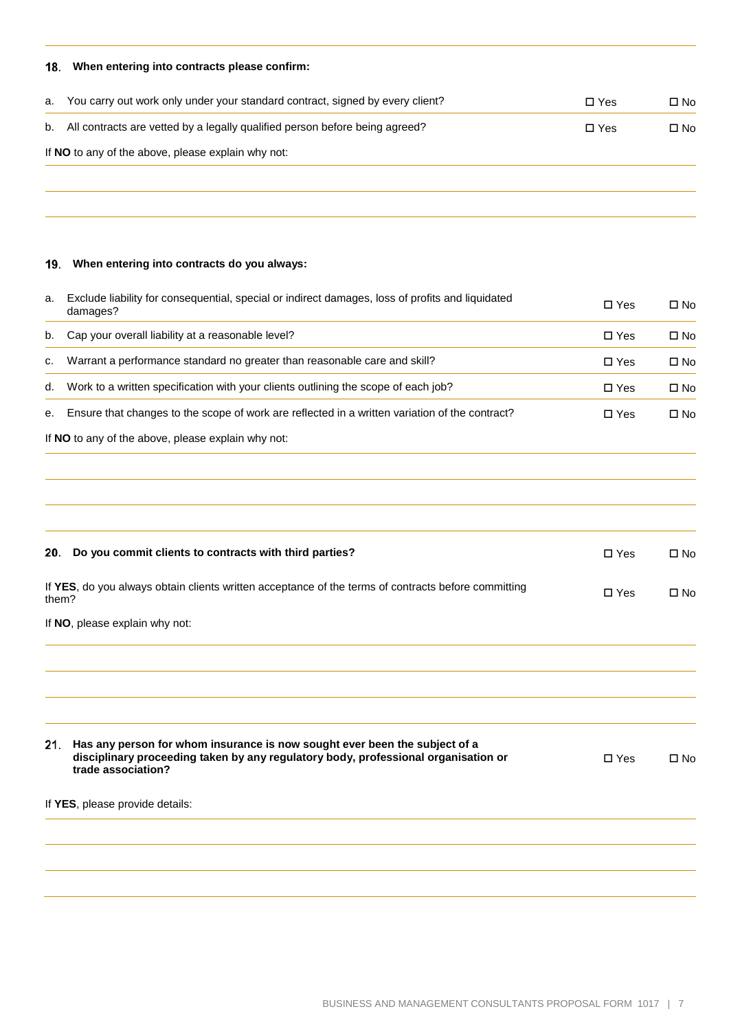**18. When entering into contracts please confirm:**

| | | | |
|---|---|---|---|
| a. | You carry out work only under your standard contract, signed by every client? | ☐ Yes | ☐ No |
| b. | All contracts are vetted by a legally qualified person before being agreed? | ☐ Yes | ☐ No |

If **NO** to any of the above, please explain why not:

**19. When entering into contracts do you always:**

| | | | |
|---|---|---|---|
| a. | Exclude liability for consequential, special or indirect damages, loss of profits and liquidated damages? | ☐ Yes | ☐ No |
| b. | Cap your overall liability at a reasonable level? | ☐ Yes | ☐ No |
| c. | Warrant a performance standard no greater than reasonable care and skill? | ☐ Yes | ☐ No |
| d. | Work to a written specification with your clients outlining the scope of each job? | ☐ Yes | ☐ No |
| e. | Ensure that changes to the scope of work are reflected in a written variation of the contract? | ☐ Yes | ☐ No |

If **NO** to any of the above, please explain why not:

**20. Do you commit clients to contracts with third parties?** ☐ Yes ☐ No

If **YES**, do you always obtain clients written acceptance of the terms of contracts before committing them? ☐ Yes ☐ No

If **NO**, please explain why not:

**21. Has any person for whom insurance is now sought ever been the subject of a disciplinary proceeding taken by any regulatory body, professional organisation or trade association?** ☐ Yes ☐ No

If **YES**, please provide details: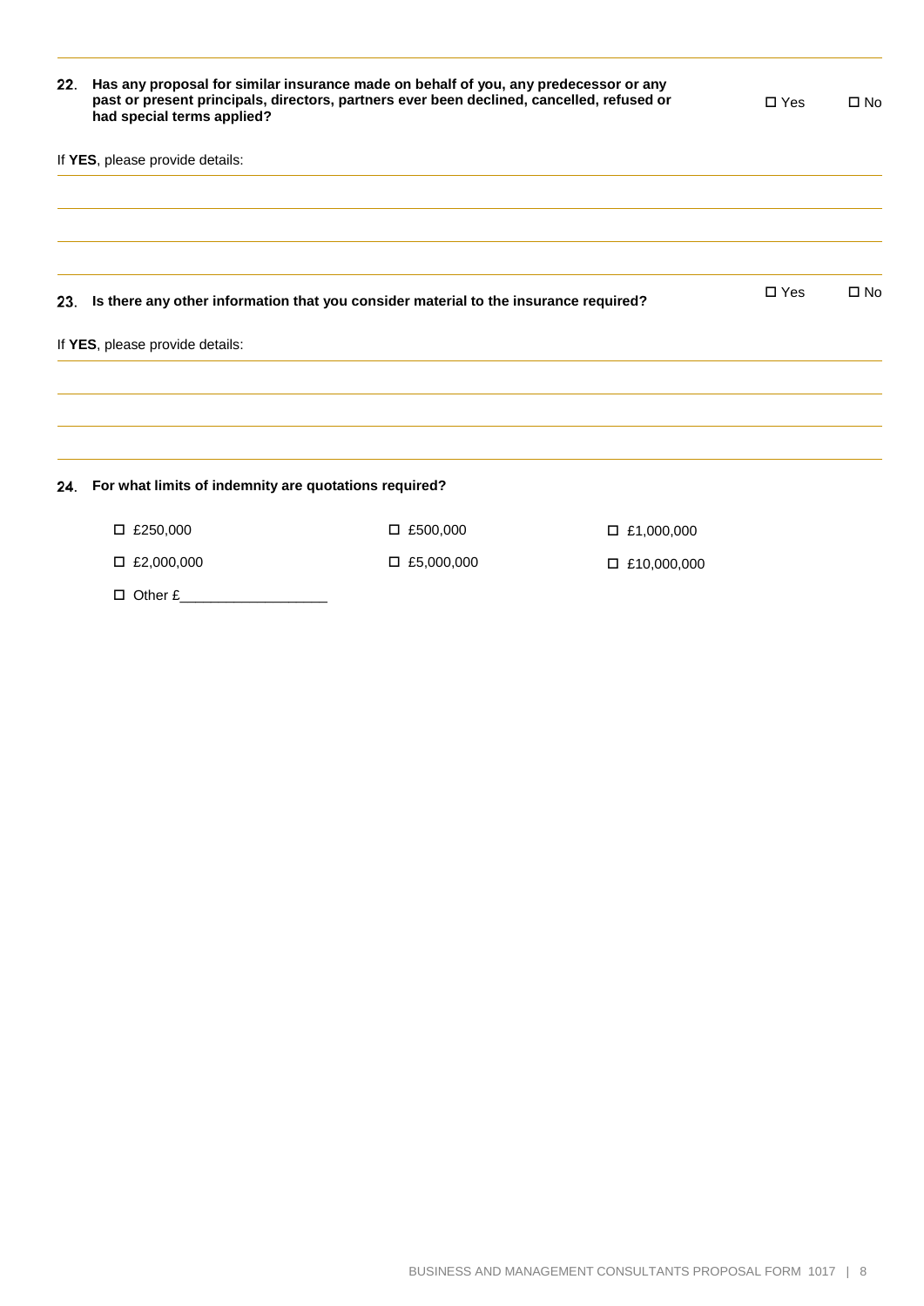**22. Has any proposal for similar insurance made on behalf of you, any predecessor or any past or present principals, directors, partners ever been declined, cancelled, refused or had special terms applied?** ☐ Yes ☐ No

If **YES**, please provide details:

_______________________________________________

_______________________________________________

_______________________________________________

**23. Is there any other information that you consider material to the insurance required?** ☐ Yes ☐ No

If **YES**, please provide details:

_______________________________________________

_______________________________________________

_______________________________________________

**24. For what limits of indemnity are quotations required?**

| | | |
|---|---|---|
| ☐ £250,000 | ☐ £500,000 | ☐ £1,000,000 |
| ☐ £2,000,000 | ☐ £5,000,000 | ☐ £10,000,000 |
| ☐ Other £___________________ | | |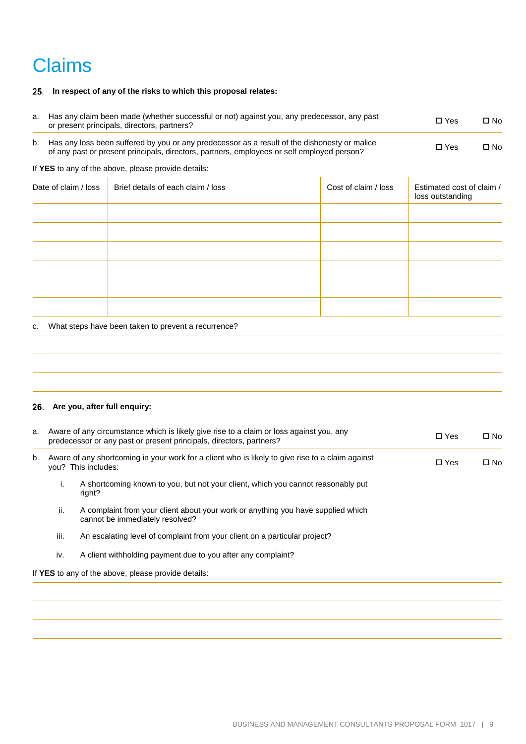# Claims

**25. In respect of any of the risks to which this proposal relates:**

a. Has any claim been made (whether successful or not) against you, any predecessor, any past or present principals, directors, partners? ☐ Yes ☐ No

b. Has any loss been suffered by you or any predecessor as a result of the dishonesty or malice of any past or present principals, directors, partners, employees or self employed person? ☐ Yes ☐ No

If **YES** to any of the above, please provide details:

| Date of claim / loss | Brief details of each claim / loss | Cost of claim / loss | Estimated cost of claim / loss outstanding |
|---|---|---|---|
| | | | |
| | | | |
| | | | |
| | | | |
| | | | |
| | | | |

c. What steps have been taken to prevent a recurrence?

**26. Are you, after full enquiry:**

a. Aware of any circumstance which is likely give rise to a claim or loss against you, any predecessor or any past or present principals, directors, partners? ☐ Yes ☐ No

b. Aware of any shortcoming in your work for a client who is likely to give rise to a claim against you? This includes: ☐ Yes ☐ No

   i. A shortcoming known to you, but not your client, which you cannot reasonably put right?

   ii. A complaint from your client about your work or anything you have supplied which cannot be immediately resolved?

   iii. An escalating level of complaint from your client on a particular project?

   iv. A client withholding payment due to you after any complaint?

If **YES** to any of the above, please provide details: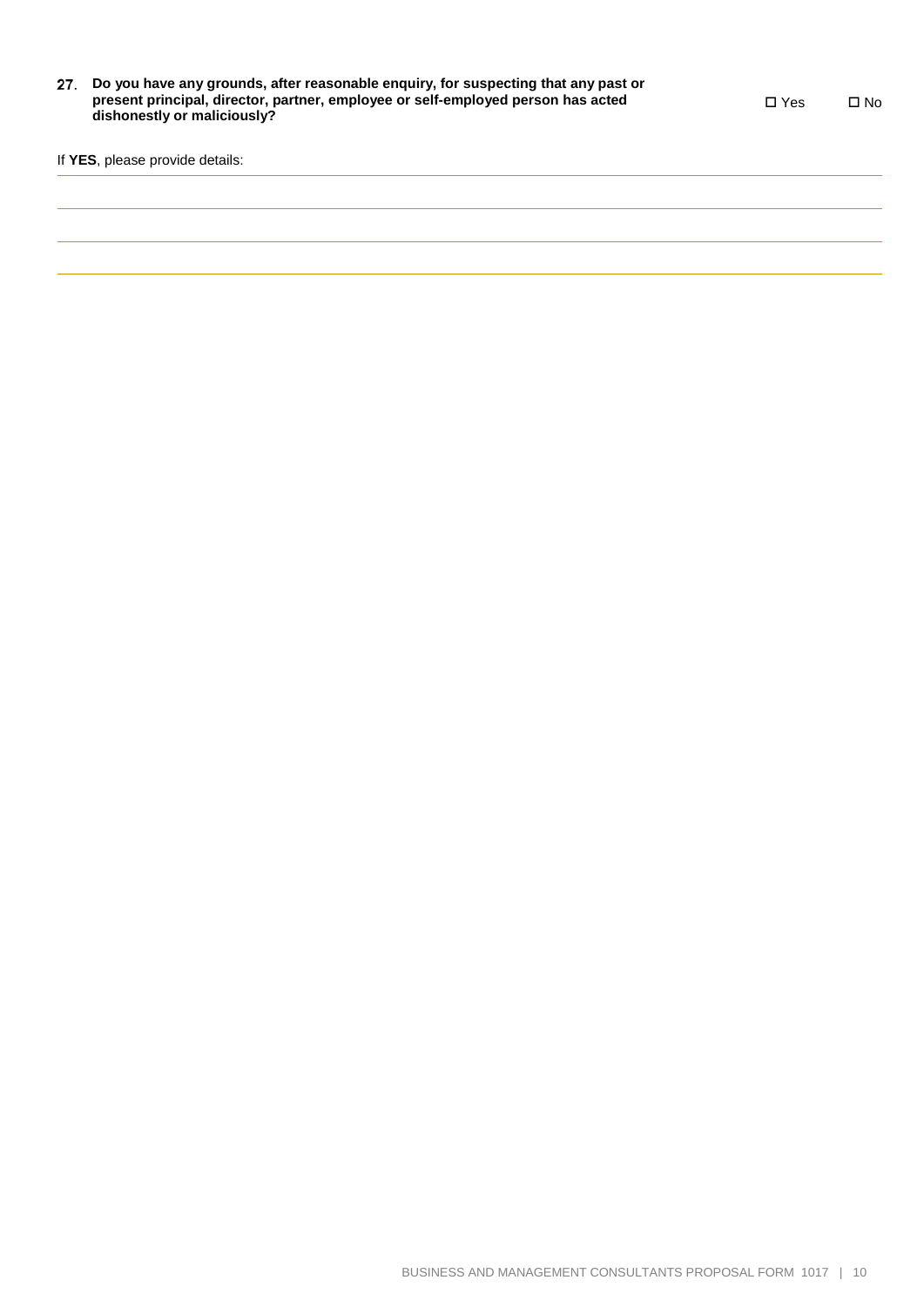27. **Do you have any grounds, after reasonable enquiry, for suspecting that any past or present principal, director, partner, employee or self-employed person has acted dishonestly or maliciously?**

☐ Yes ☐ No

If **YES**, please provide details: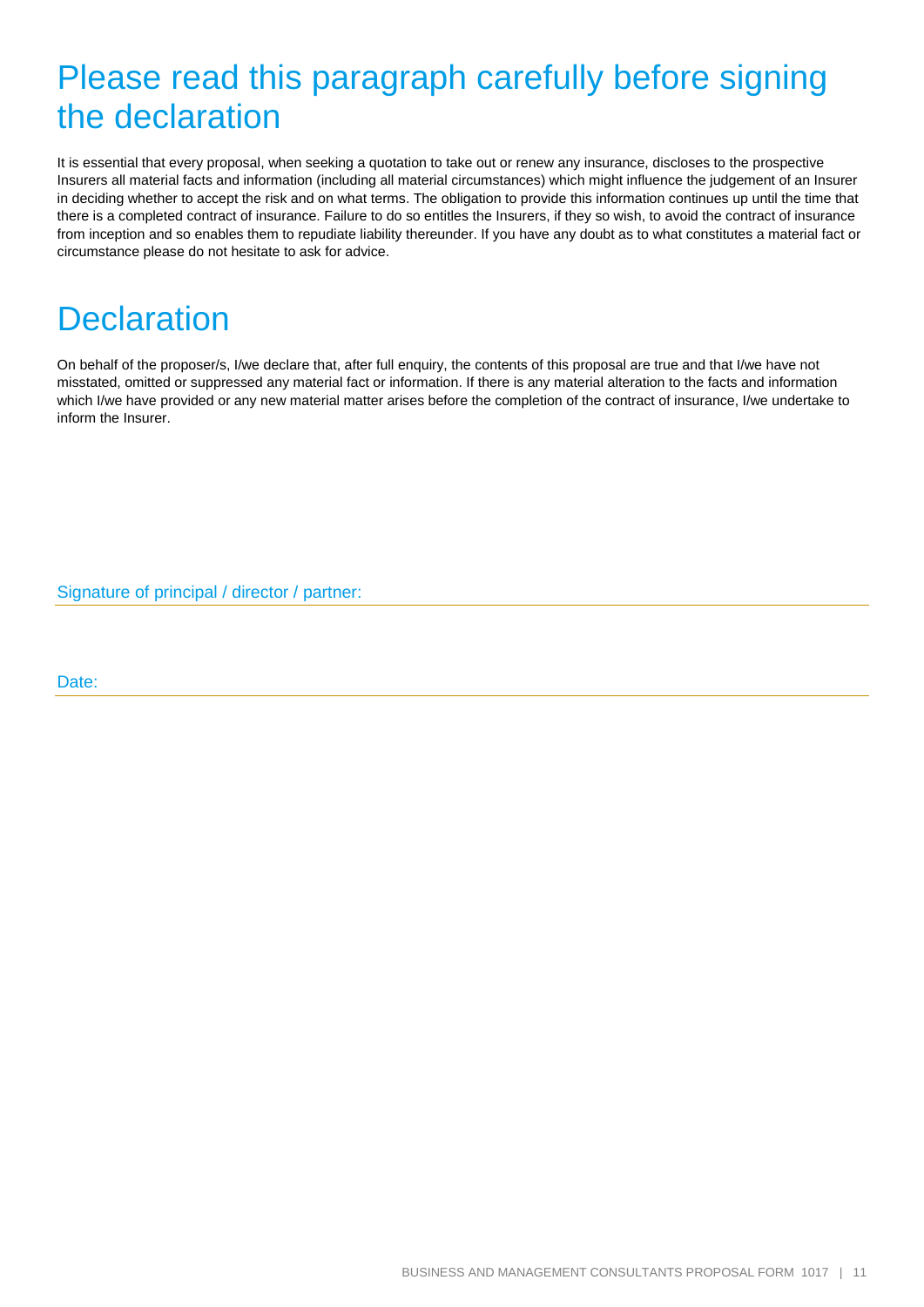# Please read this paragraph carefully before signing the declaration

It is essential that every proposal, when seeking a quotation to take out or renew any insurance, discloses to the prospective Insurers all material facts and information (including all material circumstances) which might influence the judgement of an Insurer in deciding whether to accept the risk and on what terms. The obligation to provide this information continues up until the time that there is a completed contract of insurance. Failure to do so entitles the Insurers, if they so wish, to avoid the contract of insurance from inception and so enables them to repudiate liability thereunder. If you have any doubt as to what constitutes a material fact or circumstance please do not hesitate to ask for advice.

# Declaration

On behalf of the proposer/s, I/we declare that, after full enquiry, the contents of this proposal are true and that I/we have not misstated, omitted or suppressed any material fact or information. If there is any material alteration to the facts and information which I/we have provided or any new material matter arises before the completion of the contract of insurance, I/we undertake to inform the Insurer.

Signature of principal / director / partner:

Date: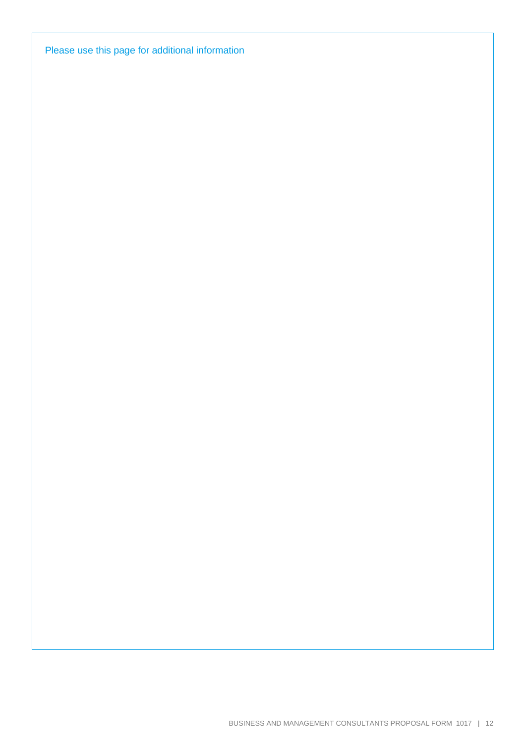Please use this page for additional information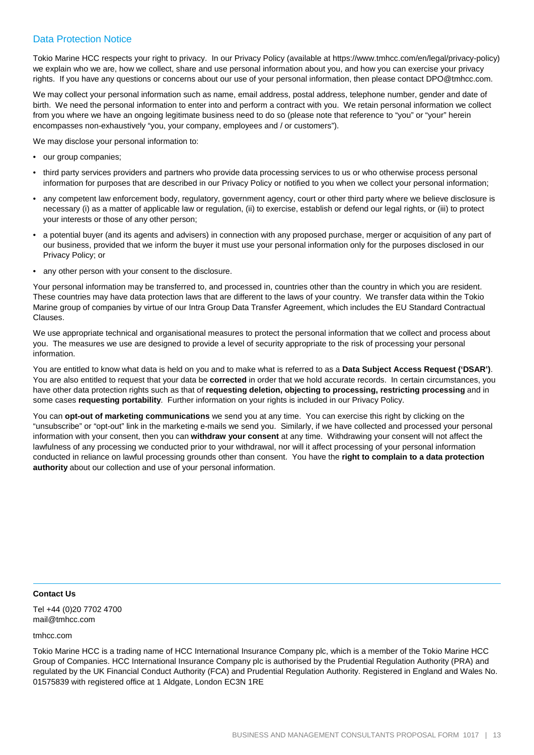## Data Protection Notice

Tokio Marine HCC respects your right to privacy. In our Privacy Policy (available at https://www.tmhcc.com/en/legal/privacy-policy) we explain who we are, how we collect, share and use personal information about you, and how you can exercise your privacy rights. If you have any questions or concerns about our use of your personal information, then please contact DPO@tmhcc.com.

We may collect your personal information such as name, email address, postal address, telephone number, gender and date of birth. We need the personal information to enter into and perform a contract with you. We retain personal information we collect from you where we have an ongoing legitimate business need to do so (please note that reference to "you" or "your" herein encompasses non-exhaustively "you, your company, employees and / or customers").

We may disclose your personal information to:

- our group companies;
- third party services providers and partners who provide data processing services to us or who otherwise process personal information for purposes that are described in our Privacy Policy or notified to you when we collect your personal information;
- any competent law enforcement body, regulatory, government agency, court or other third party where we believe disclosure is necessary (i) as a matter of applicable law or regulation, (ii) to exercise, establish or defend our legal rights, or (iii) to protect your interests or those of any other person;
- a potential buyer (and its agents and advisers) in connection with any proposed purchase, merger or acquisition of any part of our business, provided that we inform the buyer it must use your personal information only for the purposes disclosed in our Privacy Policy; or
- any other person with your consent to the disclosure.

Your personal information may be transferred to, and processed in, countries other than the country in which you are resident. These countries may have data protection laws that are different to the laws of your country. We transfer data within the Tokio Marine group of companies by virtue of our Intra Group Data Transfer Agreement, which includes the EU Standard Contractual Clauses.

We use appropriate technical and organisational measures to protect the personal information that we collect and process about you. The measures we use are designed to provide a level of security appropriate to the risk of processing your personal information.

You are entitled to know what data is held on you and to make what is referred to as a **Data Subject Access Request ('DSAR')**. You are also entitled to request that your data be **corrected** in order that we hold accurate records. In certain circumstances, you have other data protection rights such as that of **requesting deletion, objecting to processing, restricting processing** and in some cases **requesting portability**. Further information on your rights is included in our Privacy Policy.

You can **opt-out of marketing communications** we send you at any time. You can exercise this right by clicking on the "unsubscribe" or "opt-out" link in the marketing e-mails we send you. Similarly, if we have collected and processed your personal information with your consent, then you can **withdraw your consent** at any time. Withdrawing your consent will not affect the lawfulness of any processing we conducted prior to your withdrawal, nor will it affect processing of your personal information conducted in reliance on lawful processing grounds other than consent. You have the **right to complain to a data protection authority** about our collection and use of your personal information.

---

**Contact Us**

Tel +44 (0)20 7702 4700
mail@tmhcc.com

tmhcc.com

Tokio Marine HCC is a trading name of HCC International Insurance Company plc, which is a member of the Tokio Marine HCC Group of Companies. HCC International Insurance Company plc is authorised by the Prudential Regulation Authority (PRA) and regulated by the UK Financial Conduct Authority (FCA) and Prudential Regulation Authority. Registered in England and Wales No. 01575839 with registered office at 1 Aldgate, London EC3N 1RE